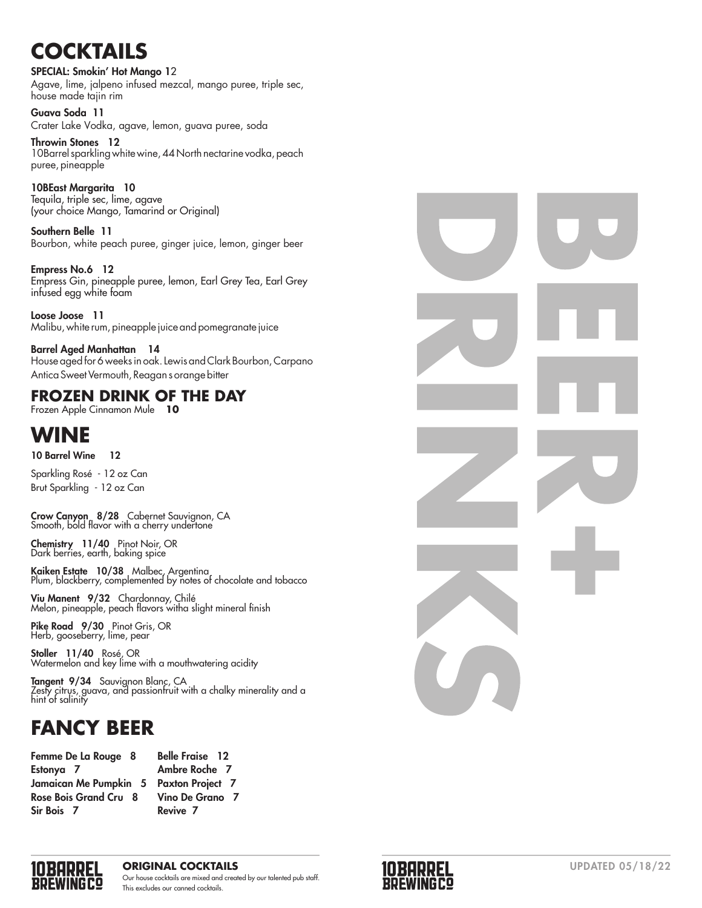# COCKTAILS

**SPECIAL: Smokin' Hot Mango 12**
Agave, lime, jalpeno infused mezcal, mango puree, triple sec, house made tajin rim

**Guava Soda 11**
Crater Lake Vodka, agave, lemon, guava puree, soda

**Throwin Stones 12**
10Barrel sparkling white wine, 44 North nectarine vodka, peach puree, pineapple

**10BEast Margarita 10**
Tequila, triple sec, lime, agave
(your choice Mango, Tamarind or Original)

**Southern Belle 11**
Bourbon, white peach puree, ginger juice, lemon, ginger beer

**Empress No.6 12**
Empress Gin, pineapple puree, lemon, Earl Grey Tea, Earl Grey infused egg white foam

**Loose Joose 11**
Malibu, white rum, pineapple juice and pomegranate juice

**Barrel Aged Manhattan 14**
House aged for 6 weeks in oak. Lewis and Clark Bourbon, Carpano Antica Sweet Vermouth, Reagan s orange bitter

## FROZEN DRINK OF THE DAY

Frozen Apple Cinnamon Mule **10**

# WINE

**10 Barrel Wine 12**

Sparkling Rosé - 12 oz Can
Brut Sparkling - 12 oz Can

**Crow Canyon 8/28** Cabernet Sauvignon, CA
Smooth, bold flavor with a cherry undertone

**Chemistry 11/40** Pinot Noir, OR
Dark berries, earth, baking spice

**Kaiken Estate 10/38** Malbec, Argentina
Plum, blackberry, complemented by notes of chocolate and tobacco

**Viu Manent 9/32** Chardonnay, Chilé
Melon, pineapple, peach flavors witha slight mineral finish

**Pike Road 9/30** Pinot Gris, OR
Herb, gooseberry, lime, pear

**Stoller 11/40** Rosé, OR
Watermelon and key lime with a mouthwatering acidity

**Tangent 9/34** Sauvignon Blanc, CA
Zesty citrus, guava, and passionfruit with a chalky minerality and a hint of salinity

# FANCY BEER

**Femme De La Rouge 8**
**Estonya 7**
**Jamaican Me Pumpkin 5**
**Rose Bois Grand Cru 8**
**Sir Bois 7**
**Belle Fraise 12**
**Ambre Roche 7**
**Paxton Project 7**
**Vino De Grano 7**
**Revive 7**

# BEER+ DRINKS

**ORIGINAL COCKTAILS**
Our house cocktails are mixed and created by our talented pub staff. This excludes our canned cocktails.

UPDATED 05/18/22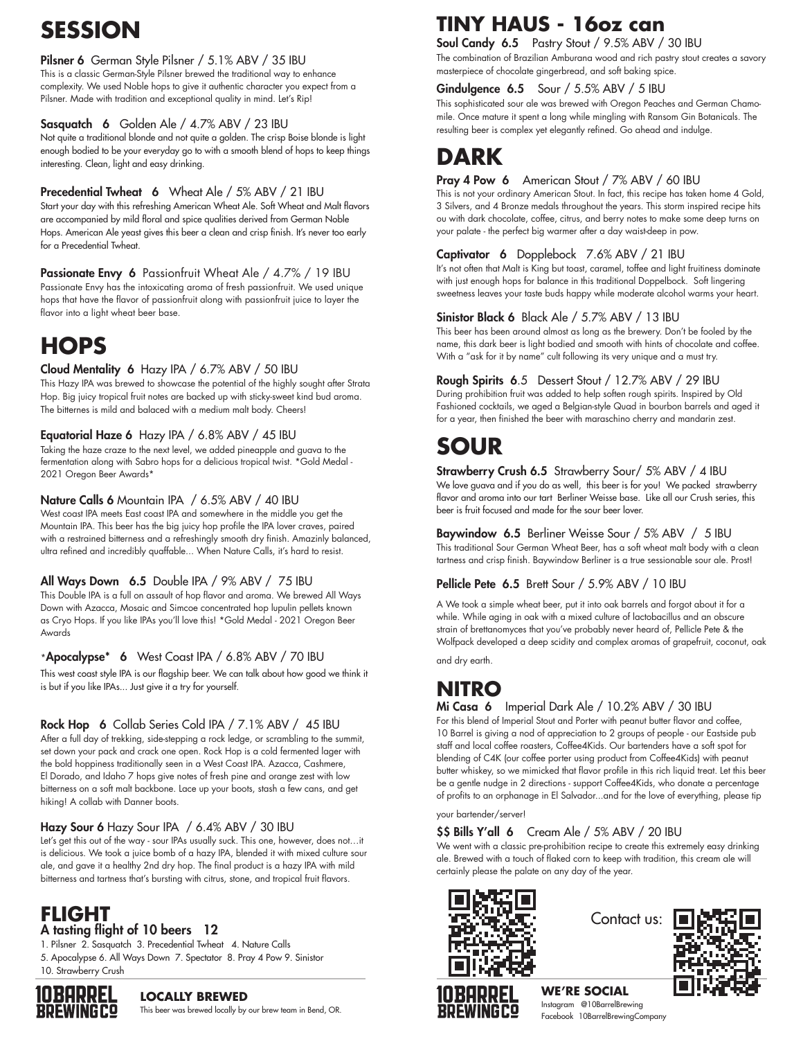# SESSION

**Pilsner 6** German Style Pilsner / 5.1% ABV / 35 IBU
This is a classic German-Style Pilsner brewed the traditional way to enhance complexity. We used Noble hops to give it authentic character you expect from a Pilsner. Made with tradition and exceptional quality in mind. Let's Rip!

**Sasquatch 6** Golden Ale / 4.7% ABV / 23 IBU
Not quite a traditional blonde and not quite a golden. The crisp Boise blonde is light enough bodied to be your everyday go to with a smooth blend of hops to keep things interesting. Clean, light and easy drinking.

**Precedential Twheat 6** Wheat Ale / 5% ABV / 21 IBU
Start your day with this refreshing American Wheat Ale. Soft Wheat and Malt flavors are accompanied by mild floral and spice qualities derived from German Noble Hops. American Ale yeast gives this beer a clean and crisp finish. It's never too early for a Precedential Twheat.

**Passionate Envy 6** Passionfruit Wheat Ale / 4.7% / 19 IBU
Passionate Envy has the intoxicating aroma of fresh passionfruit. We used unique hops that have the flavor of passionfruit along with passionfruit juice to layer the flavor into a light wheat beer base.

# HOPS

**Cloud Mentality 6** Hazy IPA / 6.7% ABV / 50 IBU
This Hazy IPA was brewed to showcase the potential of the highly sought after Strata Hop. Big juicy tropical fruit notes are backed up with sticky-sweet kind bud aroma. The bitternes is mild and balaced with a medium malt body. Cheers!

**Equatorial Haze 6** Hazy IPA / 6.8% ABV / 45 IBU
Taking the haze craze to the next level, we added pineapple and guava to the fermentation along with Sabro hops for a delicious tropical twist. *Gold Medal - 2021 Oregon Beer Awards*

**Nature Calls 6** Mountain IPA / 6.5% ABV / 40 IBU
West coast IPA meets East coast IPA and somewhere in the middle you get the Mountain IPA. This beer has the big juicy hop profile the IPA lover craves, paired with a restrained bitterness and a refreshingly smooth dry finish. Amazinly balanced, ultra refined and incredibly quaffable... When Nature Calls, it's hard to resist.

**All Ways Down 6.5** Double IPA / 9% ABV / 75 IBU
This Double IPA is a full on assault of hop flavor and aroma. We brewed All Ways Down with Azacca, Mosaic and Simcoe concentrated hop lupulin pellets known as Cryo Hops. If you like IPAs you'll love this! *Gold Medal - 2021 Oregon Beer Awards

***Apocalypse* 6** West Coast IPA / 6.8% ABV / 70 IBU
This west coast style IPA is our flagship beer. We can talk about how good we think it is but if you like IPAs... Just give it a try for yourself.

**Rock Hop 6** Collab Series Cold IPA / 7.1% ABV / 45 IBU
After a full day of trekking, side-stepping a rock ledge, or scrambling to the summit, set down your pack and crack one open. Rock Hop is a cold fermented lager with the bold hoppiness traditionally seen in a West Coast IPA. Azacca, Cashmere, El Dorado, and Idaho 7 hops give notes of fresh pine and orange zest with low bitterness on a soft malt backbone. Lace up your boots, stash a few cans, and get hiking! A collab with Danner boots.

**Hazy Sour 6** Hazy Sour IPA / 6.4% ABV / 30 IBU
Let's get this out of the way - sour IPAs usually suck. This one, however, does not…it is delicious. We took a juice bomb of a hazy IPA, blended it with mixed culture sour ale, and gave it a healthy 2nd dry hop. The final product is a hazy IPA with mild bitterness and tartness that's bursting with citrus, stone, and tropical fruit flavors.

# FLIGHT

**A tasting flight of 10 beers 12**
1. Pilsner 2. Sasquatch 3. Precedential Twheat 4. Nature Calls
5. Apocalypse 6. All Ways Down 7. Spectator 8. Pray 4 Pow 9. Sinistor
10. Strawberry Crush

10 BARREL BREWING CO

**LOCALLY BREWED**
This beer was brewed locally by our brew team in Bend, OR.

# TINY HAUS - 16oz can

**Soul Candy 6.5** Pastry Stout / 9.5% ABV / 30 IBU
The combination of Brazilian Amburana wood and rich pastry stout creates a savory masterpiece of chocolate gingerbread, and soft baking spice.

**Gindulgence 6.5** Sour / 5.5% ABV / 5 IBU
This sophisticated sour ale was brewed with Oregon Peaches and German Chamomile. Once mature it spent a long while mingling with Ransom Gin Botanicals. The resulting beer is complex yet elegantly refined. Go ahead and indulge.

# DARK

**Pray 4 Pow 6** American Stout / 7% ABV / 60 IBU
This is not your ordinary American Stout. In fact, this recipe has taken home 4 Gold, 3 Silvers, and 4 Bronze medals throughout the years. This storm inspired recipe hits ou with dark chocolate, coffee, citrus, and berry notes to make some deep turns on your palate - the perfect big warmer after a day waist-deep in pow.

**Captivator 6** Dopplebock 7.6% ABV / 21 IBU
It's not often that Malt is King but toast, caramel, toffee and light fruitiness dominate with just enough hops for balance in this traditional Doppelbock. Soft lingering sweetness leaves your taste buds happy while moderate alcohol warms your heart.

**Sinister Black 6** Black Ale / 5.7% ABV / 13 IBU
This beer has been around almost as long as the brewery. Don't be fooled by the name, this dark beer is light bodied and smooth with hints of chocolate and coffee. With a "ask for it by name" cult following its very unique and a must try.

**Rough Spirits 6.5** Dessert Stout / 12.7% ABV / 29 IBU
During prohibition fruit was added to help soften rough spirits. Inspired by Old Fashioned cocktails, we aged a Belgian-style Quad in bourbon barrels and aged it for a year, then finished the beer with maraschino cherry and mandarin zest.

# SOUR

**Strawberry Crush 6.5** Strawberry Sour/ 5% ABV / 4 IBU
We love guava and if you do as well, this beer is for you! We packed strawberry flavor and aroma into our tart Berliner Weisse base. Like all our Crush series, this beer is fruit focused and made for the sour beer lover.

**Baywindow 6.5** Berliner Weisse Sour / 5% ABV / 5 IBU
This traditional Sour German Wheat Beer, has a soft wheat malt body with a clean tartness and crisp finish. Baywindow Berliner is a true sessionable sour ale. Prost!

**Pellicle Pete 6.5** Brett Sour / 5.9% ABV / 10 IBU
A We took a simple wheat beer, put it into oak barrels and forgot about it for a while. While aging in oak with a mixed culture of lactobacillus and an obscure strain of brettanomyces that you've probably never heard of, Pellicle Pete & the Wolfpack developed a deep scidity and complex aromas of grapefruit, coconut, oak and dry earth.

# NITRO

**Mi Casa 6** Imperial Dark Ale / 10.2% ABV / 30 IBU
For this blend of Imperial Stout and Porter with peanut butter flavor and coffee, 10 Barrel is giving a nod of appreciation to 2 groups of people - our Eastside pub staff and local coffee roasters, Coffee4Kids. Our bartenders have a soft spot for blending of C4K (our coffee porter using product from Coffee4Kids) with peanut butter whiskey, so we mimicked that flavor profile in this rich liquid treat. Let this beer be a gentle nudge in 2 directions - support Coffee4Kids, who donate a percentage of profits to an orphanage in El Salvador...and for the love of everything, please tip your bartender/server!

**$$ Bills Y'all 6** Cream Ale / 5% ABV / 20 IBU
We went with a classic pre-prohibition recipe to create this extremely easy drinking ale. Brewed with a touch of flaked corn to keep with tradition, this cream ale will certainly please the palate on any day of the year.

Contact us:

10 BARREL BREWING CO

**WE'RE SOCIAL**
Instagram @10BarrelBrewing
Facebook 10BarrelBrewingCompany